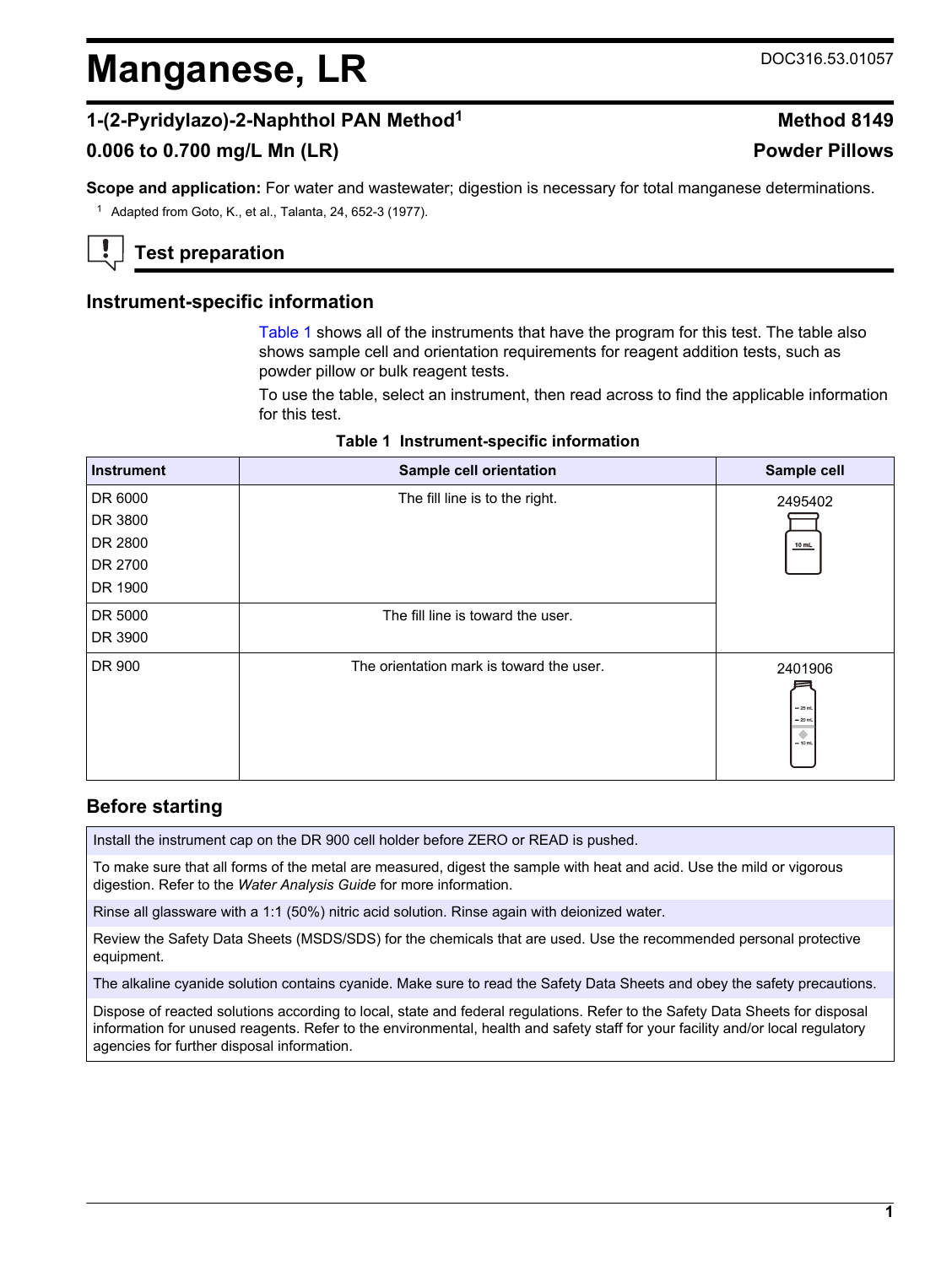# Manganese, LR

DOC316.53.01057

## 1-(2-Pyridylazo)-2-Naphthol PAN Method[1]

**Method 8149**

## 0.006 to 0.700 mg/L Mn (LR)

**Powder Pillows**

**Scope and application:** For water and wastewater; digestion is necessary for total manganese determinations.

[1] Adapted from Goto, K., et al., Talanta, 24, 652-3 (1977).

## Test preparation

### Instrument-specific information

Table 1 shows all of the instruments that have the program for this test. The table also shows sample cell and orientation requirements for reagent addition tests, such as powder pillow or bulk reagent tests.

To use the table, select an instrument, then read across to find the applicable information for this test.

**Table 1 Instrument-specific information**

| Instrument | Sample cell orientation | Sample cell |
|---|---|---|
| DR 6000<br>DR 3800<br>DR 2800<br>DR 2700<br>DR 1900 | The fill line is to the right. | 2495402 |
| DR 5000<br>DR 3900 | The fill line is toward the user. | |
| DR 900 | The orientation mark is toward the user. | 2401906 |

### Before starting

Install the instrument cap on the DR 900 cell holder before ZERO or READ is pushed.

To make sure that all forms of the metal are measured, digest the sample with heat and acid. Use the mild or vigorous digestion. Refer to the *Water Analysis Guide* for more information.

Rinse all glassware with a 1:1 (50%) nitric acid solution. Rinse again with deionized water.

Review the Safety Data Sheets (MSDS/SDS) for the chemicals that are used. Use the recommended personal protective equipment.

The alkaline cyanide solution contains cyanide. Make sure to read the Safety Data Sheets and obey the safety precautions.

Dispose of reacted solutions according to local, state and federal regulations. Refer to the Safety Data Sheets for disposal information for unused reagents. Refer to the environmental, health and safety staff for your facility and/or local regulatory agencies for further disposal information.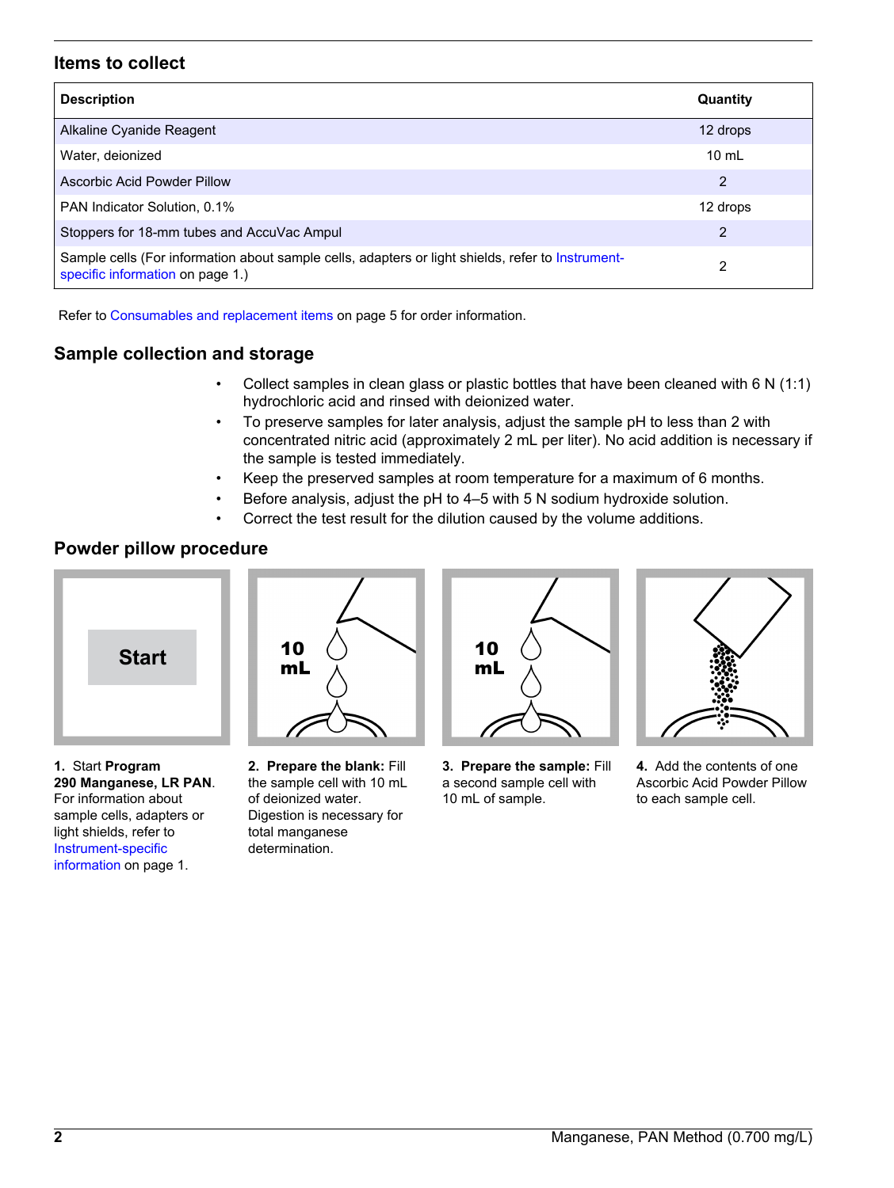## Items to collect

| Description | Quantity |
| --- | --- |
| Alkaline Cyanide Reagent | 12 drops |
| Water, deionized | 10 mL |
| Ascorbic Acid Powder Pillow | 2 |
| PAN Indicator Solution, 0.1% | 12 drops |
| Stoppers for 18-mm tubes and AccuVac Ampul | 2 |
| Sample cells (For information about sample cells, adapters or light shields, refer to Instrument-specific information on page 1.) | 2 |

Refer to Consumables and replacement items on page 5 for order information.

## Sample collection and storage

- Collect samples in clean glass or plastic bottles that have been cleaned with 6 N (1:1) hydrochloric acid and rinsed with deionized water.
- To preserve samples for later analysis, adjust the sample pH to less than 2 with concentrated nitric acid (approximately 2 mL per liter). No acid addition is necessary if the sample is tested immediately.
- Keep the preserved samples at room temperature for a maximum of 6 months.
- Before analysis, adjust the pH to 4–5 with 5 N sodium hydroxide solution.
- Correct the test result for the dilution caused by the volume additions.

## Powder pillow procedure

1. Start Program **290 Manganese, LR PAN**. For information about sample cells, adapters or light shields, refer to Instrument-specific information on page 1.

2. **Prepare the blank:** Fill the sample cell with 10 mL of deionized water. Digestion is necessary for total manganese determination.

3. **Prepare the sample:** Fill a second sample cell with 10 mL of sample.

4. Add the contents of one Ascorbic Acid Powder Pillow to each sample cell.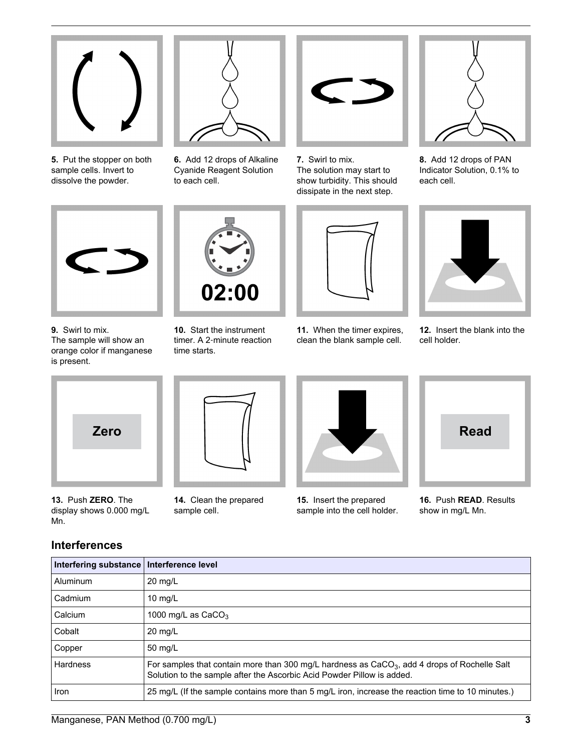5. Put the stopper on both sample cells. Invert to dissolve the powder.

6. Add 12 drops of Alkaline Cyanide Reagent Solution to each cell.

7. Swirl to mix.
The solution may start to show turbidity. This should dissipate in the next step.

8. Add 12 drops of PAN Indicator Solution, 0.1% to each cell.

9. Swirl to mix.
The sample will show an orange color if manganese is present.

10. Start the instrument timer. A 2-minute reaction time starts.

11. When the timer expires, clean the blank sample cell.

12. Insert the blank into the cell holder.

13. Push **ZERO**. The display shows 0.000 mg/L Mn.

14. Clean the prepared sample cell.

15. Insert the prepared sample into the cell holder.

16. Push **READ**. Results show in mg/L Mn.

## Interferences

| Interfering substance | Interference level |
| --- | --- |
| Aluminum | 20 mg/L |
| Cadmium | 10 mg/L |
| Calcium | 1000 mg/L as $CaCO_3$ |
| Cobalt | 20 mg/L |
| Copper | 50 mg/L |
| Hardness | For samples that contain more than 300 mg/L hardness as $CaCO_3$, add 4 drops of Rochelle Salt Solution to the sample after the Ascorbic Acid Powder Pillow is added. |
| Iron | 25 mg/L (If the sample contains more than 5 mg/L iron, increase the reaction time to 10 minutes.) |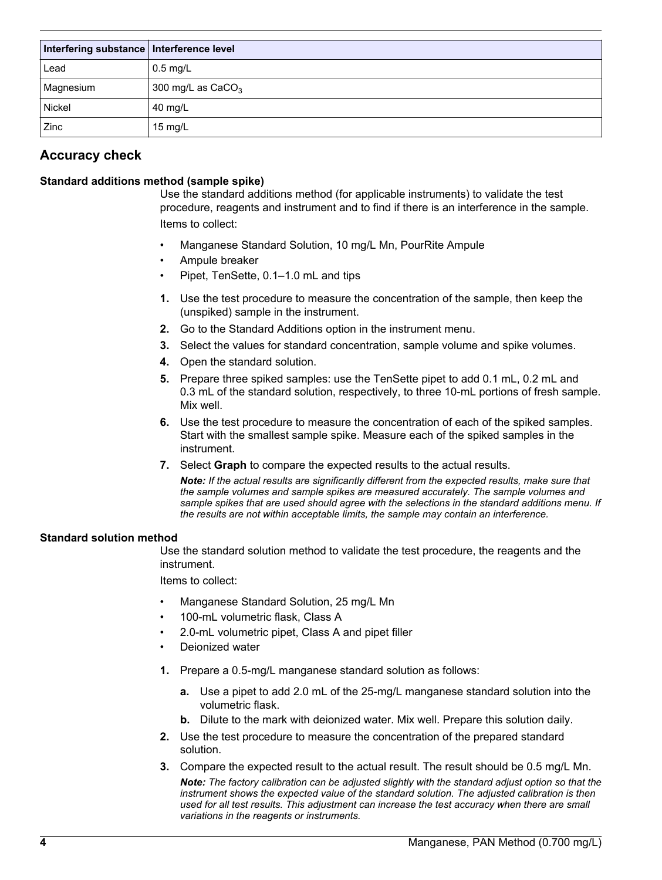| Interfering substance | Interference level |
| --- | --- |
| Lead | 0.5 mg/L |
| Magnesium | 300 mg/L as $CaCO_3$ |
| Nickel | 40 mg/L |
| Zinc | 15 mg/L |

## Accuracy check

### Standard additions method (sample spike)

Use the standard additions method (for applicable instruments) to validate the test procedure, reagents and instrument and to find if there is an interference in the sample.

Items to collect:

- Manganese Standard Solution, 10 mg/L Mn, PourRite Ampule
- Ampule breaker
- Pipet, TenSette, 0.1–1.0 mL and tips

1. Use the test procedure to measure the concentration of the sample, then keep the (unspiked) sample in the instrument.
2. Go to the Standard Additions option in the instrument menu.
3. Select the values for standard concentration, sample volume and spike volumes.
4. Open the standard solution.
5. Prepare three spiked samples: use the TenSette pipet to add 0.1 mL, 0.2 mL and 0.3 mL of the standard solution, respectively, to three 10-mL portions of fresh sample. Mix well.
6. Use the test procedure to measure the concentration of each of the spiked samples. Start with the smallest sample spike. Measure each of the spiked samples in the instrument.
7. Select **Graph** to compare the expected results to the actual results.

   ***Note:*** *If the actual results are significantly different from the expected results, make sure that the sample volumes and sample spikes are measured accurately. The sample volumes and sample spikes that are used should agree with the selections in the standard additions menu. If the results are not within acceptable limits, the sample may contain an interference.*

### Standard solution method

Use the standard solution method to validate the test procedure, the reagents and the instrument.

Items to collect:

- Manganese Standard Solution, 25 mg/L Mn
- 100-mL volumetric flask, Class A
- 2.0-mL volumetric pipet, Class A and pipet filler
- Deionized water

1. Prepare a 0.5-mg/L manganese standard solution as follows:
   a. Use a pipet to add 2.0 mL of the 25-mg/L manganese standard solution into the volumetric flask.
   b. Dilute to the mark with deionized water. Mix well. Prepare this solution daily.
2. Use the test procedure to measure the concentration of the prepared standard solution.
3. Compare the expected result to the actual result. The result should be 0.5 mg/L Mn.

   ***Note:*** *The factory calibration can be adjusted slightly with the standard adjust option so that the instrument shows the expected value of the standard solution. The adjusted calibration is then used for all test results. This adjustment can increase the test accuracy when there are small variations in the reagents or instruments.*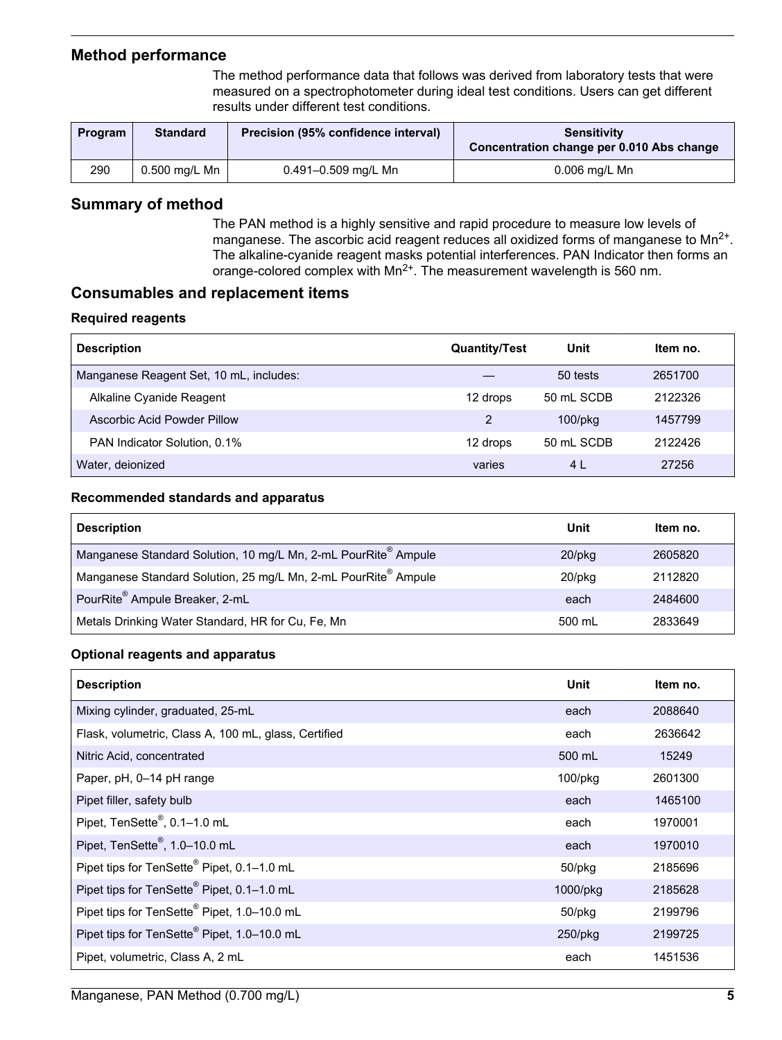## Method performance

The method performance data that follows was derived from laboratory tests that were measured on a spectrophotometer during ideal test conditions. Users can get different results under different test conditions.

| Program | Standard | Precision (95% confidence interval) | Sensitivity Concentration change per 0.010 Abs change |
|---|---|---|---|
| 290 | 0.500 mg/L Mn | 0.491–0.509 mg/L Mn | 0.006 mg/L Mn |

## Summary of method

The PAN method is a highly sensitive and rapid procedure to measure low levels of manganese. The ascorbic acid reagent reduces all oxidized forms of manganese to $Mn^{2+}$. The alkaline-cyanide reagent masks potential interferences. PAN Indicator then forms an orange-colored complex with $Mn^{2+}$. The measurement wavelength is 560 nm.

## Consumables and replacement items

### Required reagents

| Description | Quantity/Test | Unit | Item no. |
|---|---|---|---|
| Manganese Reagent Set, 10 mL, includes: | — | 50 tests | 2651700 |
| Alkaline Cyanide Reagent | 12 drops | 50 mL SCDB | 2122326 |
| Ascorbic Acid Powder Pillow | 2 | 100/pkg | 1457799 |
| PAN Indicator Solution, 0.1% | 12 drops | 50 mL SCDB | 2122426 |
| Water, deionized | varies | 4 L | 27256 |

### Recommended standards and apparatus

| Description | Unit | Item no. |
|---|---|---|
| Manganese Standard Solution, 10 mg/L Mn, 2-mL PourRite® Ampule | 20/pkg | 2605820 |
| Manganese Standard Solution, 25 mg/L Mn, 2-mL PourRite® Ampule | 20/pkg | 2112820 |
| PourRite® Ampule Breaker, 2-mL | each | 2484600 |
| Metals Drinking Water Standard, HR for Cu, Fe, Mn | 500 mL | 2833649 |

### Optional reagents and apparatus

| Description | Unit | Item no. |
|---|---|---|
| Mixing cylinder, graduated, 25-mL | each | 2088640 |
| Flask, volumetric, Class A, 100 mL, glass, Certified | each | 2636642 |
| Nitric Acid, concentrated | 500 mL | 15249 |
| Paper, pH, 0–14 pH range | 100/pkg | 2601300 |
| Pipet filler, safety bulb | each | 1465100 |
| Pipet, TenSette®, 0.1–1.0 mL | each | 1970001 |
| Pipet, TenSette®, 1.0–10.0 mL | each | 1970010 |
| Pipet tips for TenSette® Pipet, 0.1–1.0 mL | 50/pkg | 2185696 |
| Pipet tips for TenSette® Pipet, 0.1–1.0 mL | 1000/pkg | 2185628 |
| Pipet tips for TenSette® Pipet, 1.0–10.0 mL | 50/pkg | 2199796 |
| Pipet tips for TenSette® Pipet, 1.0–10.0 mL | 250/pkg | 2199725 |
| Pipet, volumetric, Class A, 2 mL | each | 1451536 |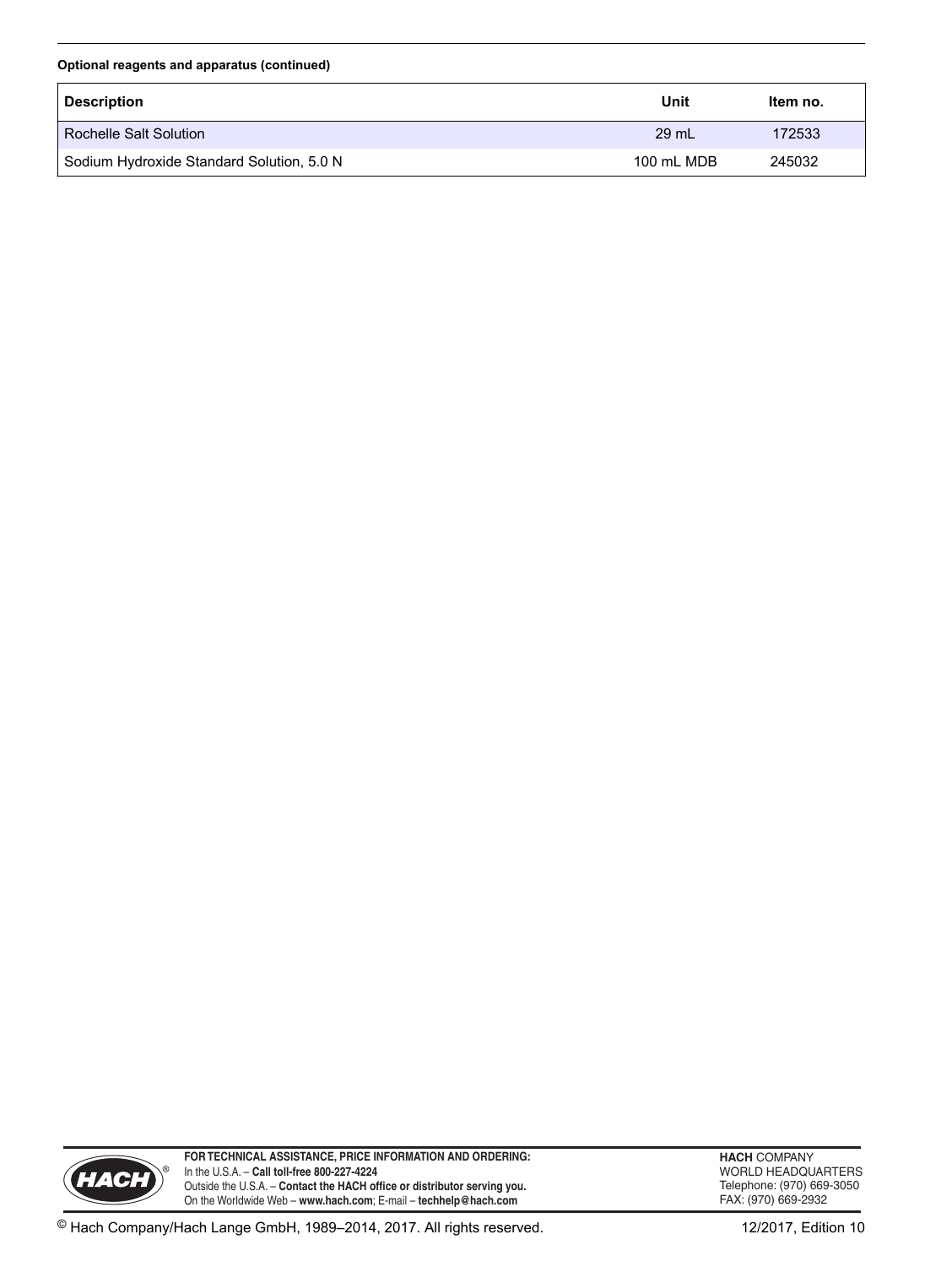**Optional reagents and apparatus (continued)**

| Description | Unit | Item no. |
|---|---|---|
| Rochelle Salt Solution | 29 mL | 172533 |
| Sodium Hydroxide Standard Solution, 5.0 N | 100 mL MDB | 245032 |

**FOR TECHNICAL ASSISTANCE, PRICE INFORMATION AND ORDERING:**
In the U.S.A. – **Call toll-free 800-227-4224**
Outside the U.S.A. – **Contact the HACH office or distributor serving you.**
On the Worldwide Web – **www.hach.com**; E-mail – **techhelp@hach.com**

**HACH** COMPANY
WORLD HEADQUARTERS
Telephone: (970) 669-3050
FAX: (970) 669-2932

© Hach Company/Hach Lange GmbH, 1989–2014, 2017. All rights reserved.

12/2017, Edition 10